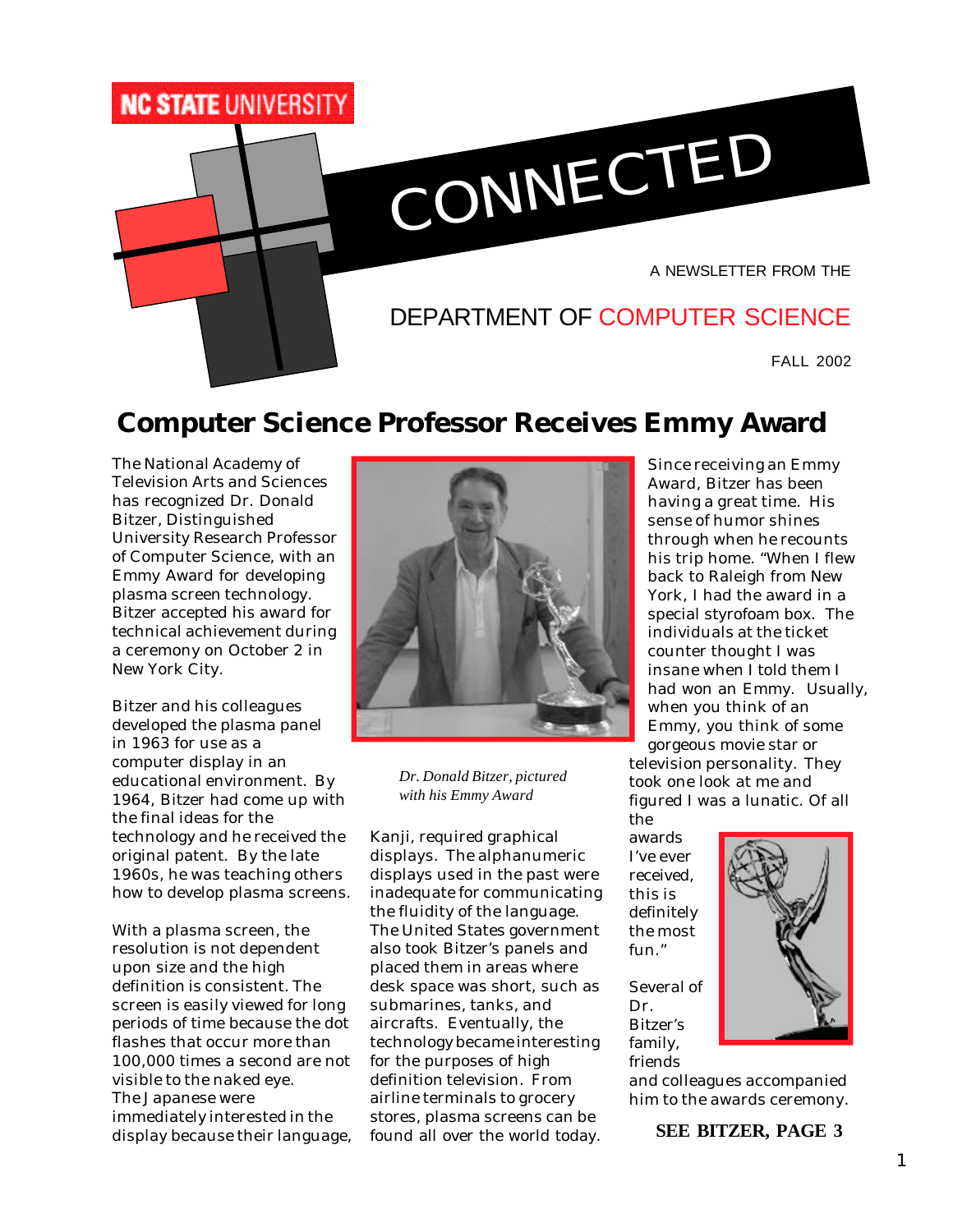NC STATE UNIVERSITY

# CONNECTED

A NEWSLETTER FROM THE

DEPARTMENT OF COMPUTER SCIENCE

FALL 2002

## Computer Science Professor Receives Emmy Award

The National Academy of Television Arts and Sciences has recognized Dr. Donald Bitzer, Distinguished University Research Professor of Computer Science, with an Emmy Award for developing plasma screen technology. Bitzer accepted his award for technical achievement during a ceremony on October 2 in New York City.

Bitzer and his colleagues developed the plasma panel in 1963 for use as a computer display in an educational environment. By 1964, Bitzer had come up with the final ideas for the technology and he received the original patent. By the late 1960s, he was teaching others how to develop plasma screens.

With a plasma screen, the resolution is not dependent upon size and the high definition is consistent. The screen is easily viewed for long periods of time because the dot flashes that occur more than 100,000 times a second are not visible to the naked eye. The Japanese were immediately interested in the display because their language, Kanji, required graphical displays. The alphanumeric displays used in the past were inadequate for communicating the fluidity of the language. The United States government also took Bitzer's panels and placed them in areas where desk space was short, such as submarines, tanks, and aircrafts. Eventually, the technology became interesting for the purposes of high definition television. From airline terminals to grocery stores, plasma screens can be found all over the world today.

*Dr. Donald Bitzer, pictured with his Emmy Award*

Since receiving an Emmy Award, Bitzer has been having a great time. His sense of humor shines through when he recounts his trip home. "When I flew back to Raleigh from New York, I had the award in a special styrofoam box. The individuals at the ticket counter thought I was insane when I told them I had won an Emmy. Usually, when you think of an Emmy, you think of some gorgeous movie star or television personality. They took one look at me and figured I was a lunatic. Of all the awards I've ever received, this is definitely the most fun."

Several of Dr. Bitzer's family, friends and colleagues accompanied him to the awards ceremony.

**SEE BITZER, PAGE 3**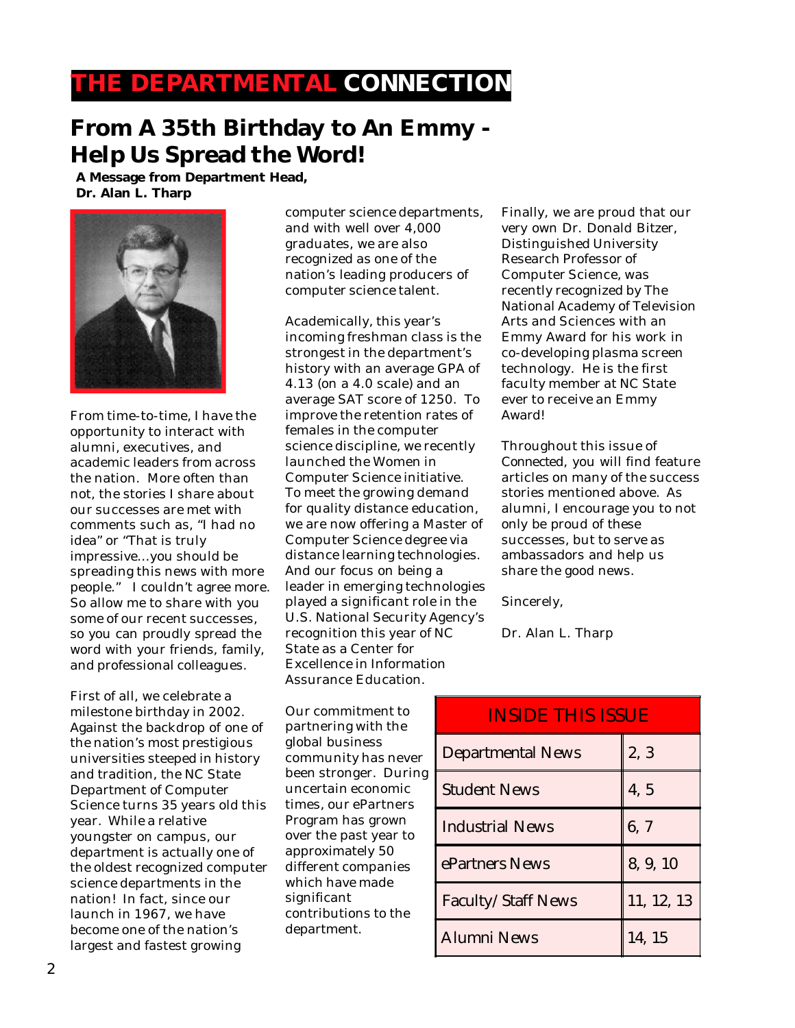# THE DEPARTMENTAL CONNECTION

## From A 35th Birthday to An Emmy - Help Us Spread the Word!

**A Message from Department Head, Dr. Alan L. Tharp**

From time-to-time, I have the opportunity to interact with alumni, executives, and academic leaders from across the nation. More often than not, the stories I share about our successes are met with comments such as, "I had no idea" or "That is truly impressive...you should be spreading this news with more people." I couldn't agree more. So allow me to share with you some of our recent successes, so you can proudly spread the word with your friends, family, and professional colleagues.

First of all, we celebrate a milestone birthday in 2002. Against the backdrop of one of the nation's most prestigious universities steeped in history and tradition, the NC State Department of Computer Science turns 35 years old this year. While a relative youngster on campus, our department is actually one of the oldest recognized computer science departments in the nation! In fact, since our launch in 1967, we have become one of the nation's largest and fastest growing computer science departments, and with well over 4,000 graduates, we are also recognized as one of the nation's leading producers of computer science talent.

Academically, this year's incoming freshman class is the strongest in the department's history with an average GPA of 4.13 (on a 4.0 scale) and an average SAT score of 1250. To improve the retention rates of females in the computer science discipline, we recently launched the Women in Computer Science initiative. To meet the growing demand for quality distance education, we are now offering a Master of Computer Science degree via distance learning technologies. And our focus on being a leader in emerging technologies played a significant role in the U.S. National Security Agency's recognition this year of NC State as a Center for Excellence in Information Assurance Education.

Our commitment to partnering with the global business community has never been stronger. During uncertain economic times, our ePartners Program has grown over the past year to approximately 50 different companies which have made significant contributions to the department.

Finally, we are proud that our very own Dr. Donald Bitzer, Distinguished University Research Professor of Computer Science, was recently recognized by The National Academy of Television Arts and Sciences with an Emmy Award for his work in co-developing plasma screen technology. He is the first faculty member at NC State ever to receive an Emmy Award!

Throughout this issue of Connected, you will find feature articles on many of the success stories mentioned above. As alumni, I encourage you to not only be proud of these successes, but to serve as ambassadors and help us share the good news.

Sincerely,

Dr. Alan L. Tharp

| INSIDE THIS ISSUE | |
|---|---|
| Departmental News | 2, 3 |
| Student News | 4, 5 |
| Industrial News | 6, 7 |
| ePartners News | 8, 9, 10 |
| Faculty/Staff News | 11, 12, 13 |
| Alumni News | 14, 15 |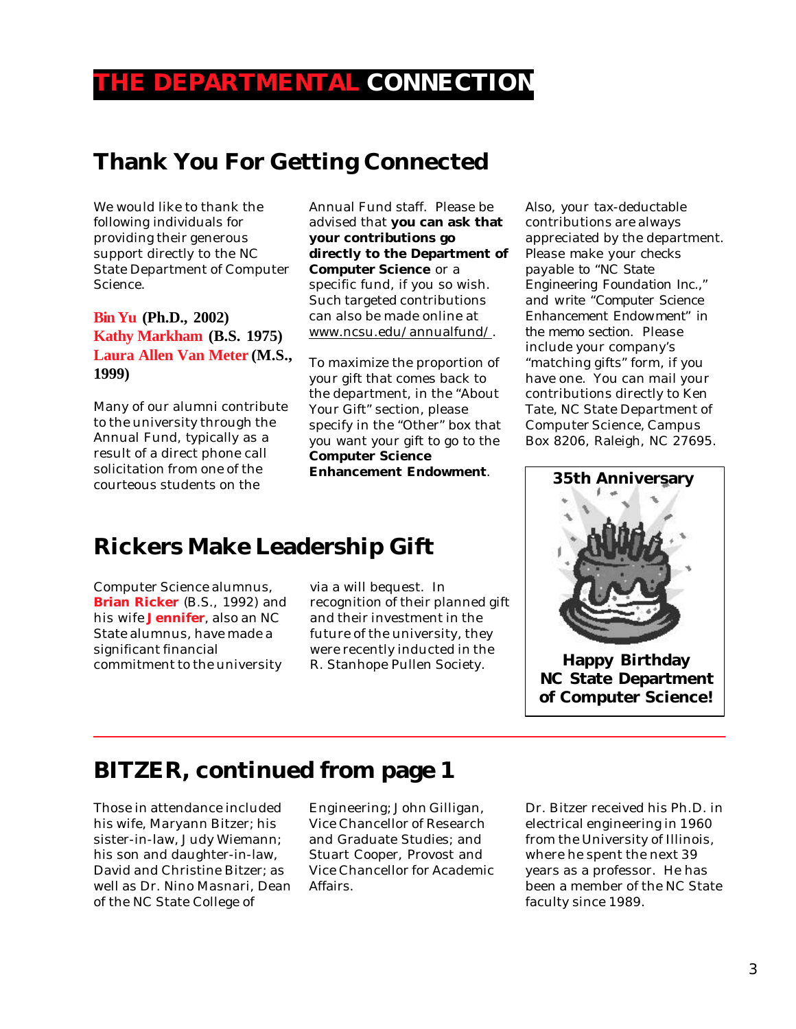# THE DEPARTMENTAL CONNECTION

## Thank You For Getting Connected

We would like to thank the following individuals for providing their generous support directly to the NC State Department of Computer Science.

**Bin Yu (Ph.D., 2002)**
**Kathy Markham (B.S. 1975)**
**Laura Allen Van Meter (M.S., 1999)**

Many of our alumni contribute to the university through the Annual Fund, typically as a result of a direct phone call solicitation from one of the courteous students on the Annual Fund staff. Please be advised that **you can ask that your contributions go directly to the Department of Computer Science** or a specific fund, if you so wish. Such targeted contributions can also be made online at www.ncsu.edu/annualfund/.

To maximize the proportion of your gift that comes back to the department, in the "About Your Gift" section, please specify in the "Other" box that you want your gift to go to the **Computer Science Enhancement Endowment**.

Also, your tax-deductable contributions are always appreciated by the department. Please make your checks payable to "NC State Engineering Foundation Inc.," and write "Computer Science Enhancement Endowment" in the memo section. Please include your company's "matching gifts" form, if you have one. You can mail your contributions directly to Ken Tate, NC State Department of Computer Science, Campus Box 8206, Raleigh, NC 27695.

**35th Anniversary**

**Happy Birthday NC State Department of Computer Science!**

## Rickers Make Leadership Gift

Computer Science alumnus, **Brian Ricker** (B.S., 1992) and his wife **Jennifer**, also an NC State alumnus, have made a significant financial commitment to the university via a will bequest. In recognition of their planned gift and their investment in the future of the university, they were recently inducted in the R. Stanhope Pullen Society.

## BITZER, continued from page 1

Those in attendance included his wife, Maryann Bitzer; his sister-in-law, Judy Wiemann; his son and daughter-in-law, David and Christine Bitzer; as well as Dr. Nino Masnari, Dean of the NC State College of Engineering; John Gilligan, Vice Chancellor of Research and Graduate Studies; and Stuart Cooper, Provost and Vice Chancellor for Academic Affairs.

Dr. Bitzer received his Ph.D. in electrical engineering in 1960 from the University of Illinois, where he spent the next 39 years as a professor. He has been a member of the NC State faculty since 1989.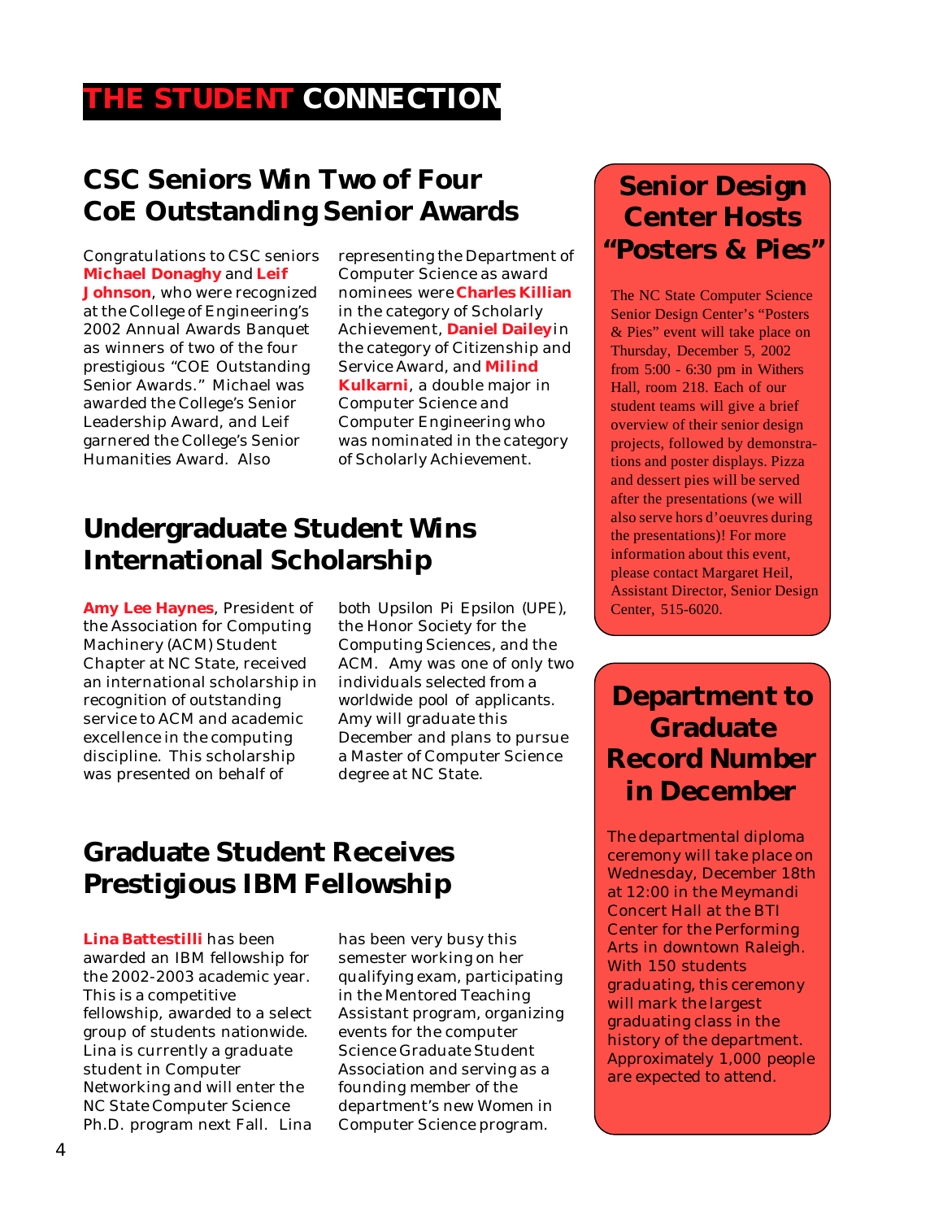# THE STUDENT CONNECTION

## CSC Seniors Win Two of Four CoE Outstanding Senior Awards

Congratulations to CSC seniors **Michael Donaghy** and **Leif Johnson**, who were recognized at the College of Engineering's 2002 Annual Awards Banquet as winners of two of the four prestigious "COE Outstanding Senior Awards." Michael was awarded the College's Senior Leadership Award, and Leif garnered the College's Senior Humanities Award. Also representing the Department of Computer Science as award nominees were **Charles Killian** in the category of Scholarly Achievement, **Daniel Dailey** in the category of Citizenship and Service Award, and **Milind Kulkarni**, a double major in Computer Science and Computer Engineering who was nominated in the category of Scholarly Achievement.

## Undergraduate Student Wins International Scholarship

**Amy Lee Haynes**, President of the Association for Computing Machinery (ACM) Student Chapter at NC State, received an international scholarship in recognition of outstanding service to ACM and academic excellence in the computing discipline. This scholarship was presented on behalf of both Upsilon Pi Epsilon (UPE), the Honor Society for the Computing Sciences, and the ACM. Amy was one of only two individuals selected from a worldwide pool of applicants. Amy will graduate this December and plans to pursue a Master of Computer Science degree at NC State.

## Graduate Student Receives Prestigious IBM Fellowship

**Lina Battestilli** has been awarded an IBM fellowship for the 2002-2003 academic year. This is a competitive fellowship, awarded to a select group of students nationwide. Lina is currently a graduate student in Computer Networking and will enter the NC State Computer Science Ph.D. program next Fall. Lina has been very busy this semester working on her qualifying exam, participating in the Mentored Teaching Assistant program, organizing events for the computer Science Graduate Student Association and serving as a founding member of the department's new Women in Computer Science program.

## Senior Design Center Hosts "Posters & Pies"

The NC State Computer Science Senior Design Center's "Posters & Pies" event will take place on Thursday, December 5, 2002 from 5:00 - 6:30 pm in Withers Hall, room 218. Each of our student teams will give a brief overview of their senior design projects, followed by demonstrations and poster displays. Pizza and dessert pies will be served after the presentations (we will also serve hors d'oeuvres during the presentations)! For more information about this event, please contact Margaret Heil, Assistant Director, Senior Design Center, 515-6020.

## Department to Graduate Record Number in December

The departmental diploma ceremony will take place on Wednesday, December 18th at 12:00 in the Meymandi Concert Hall at the BTI Center for the Performing Arts in downtown Raleigh. With 150 students graduating, this ceremony will mark the largest graduating class in the history of the department. Approximately 1,000 people are expected to attend.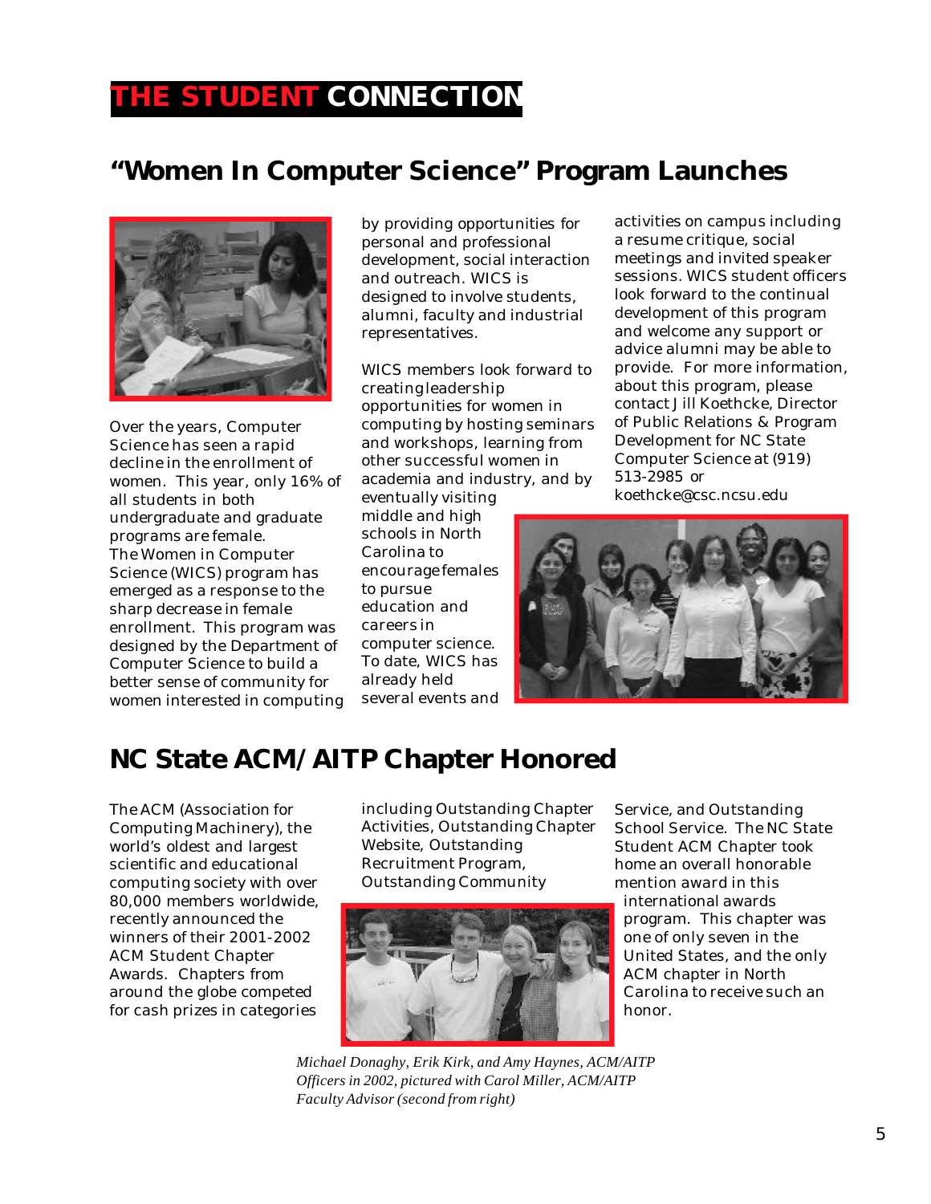# THE STUDENT CONNECTION

## "Women In Computer Science" Program Launches

Over the years, Computer Science has seen a rapid decline in the enrollment of women. This year, only 16% of all students in both undergraduate and graduate programs are female. The Women in Computer Science (WICS) program has emerged as a response to the sharp decrease in female enrollment. This program was designed by the Department of Computer Science to build a better sense of community for women interested in computing by providing opportunities for personal and professional development, social interaction and outreach. WICS is designed to involve students, alumni, faculty and industrial representatives.

WICS members look forward to creating leadership opportunities for women in computing by hosting seminars and workshops, learning from other successful women in academia and industry, and by eventually visiting middle and high schools in North Carolina to encourage females to pursue education and careers in computer science. To date, WICS has already held several events and activities on campus including a resume critique, social meetings and invited speaker sessions. WICS student officers look forward to the continual development of this program and welcome any support or advice alumni may be able to provide. For more information, about this program, please contact Jill Koethcke, Director of Public Relations & Program Development for NC State Computer Science at (919) 513-2985 or koethcke@csc.ncsu.edu

## NC State ACM/AITP Chapter Honored

The ACM (Association for Computing Machinery), the world's oldest and largest scientific and educational computing society with over 80,000 members worldwide, recently announced the winners of their 2001-2002 ACM Student Chapter Awards. Chapters from around the globe competed for cash prizes in categories including Outstanding Chapter Activities, Outstanding Chapter Website, Outstanding Recruitment Program, Outstanding Community Service, and Outstanding School Service. The NC State Student ACM Chapter took home an overall honorable mention award in this international awards program. This chapter was one of only seven in the United States, and the only ACM chapter in North Carolina to receive such an honor.

*Michael Donaghy, Erik Kirk, and Amy Haynes, ACM/AITP Officers in 2002, pictured with Carol Miller, ACM/AITP Faculty Advisor (second from right)*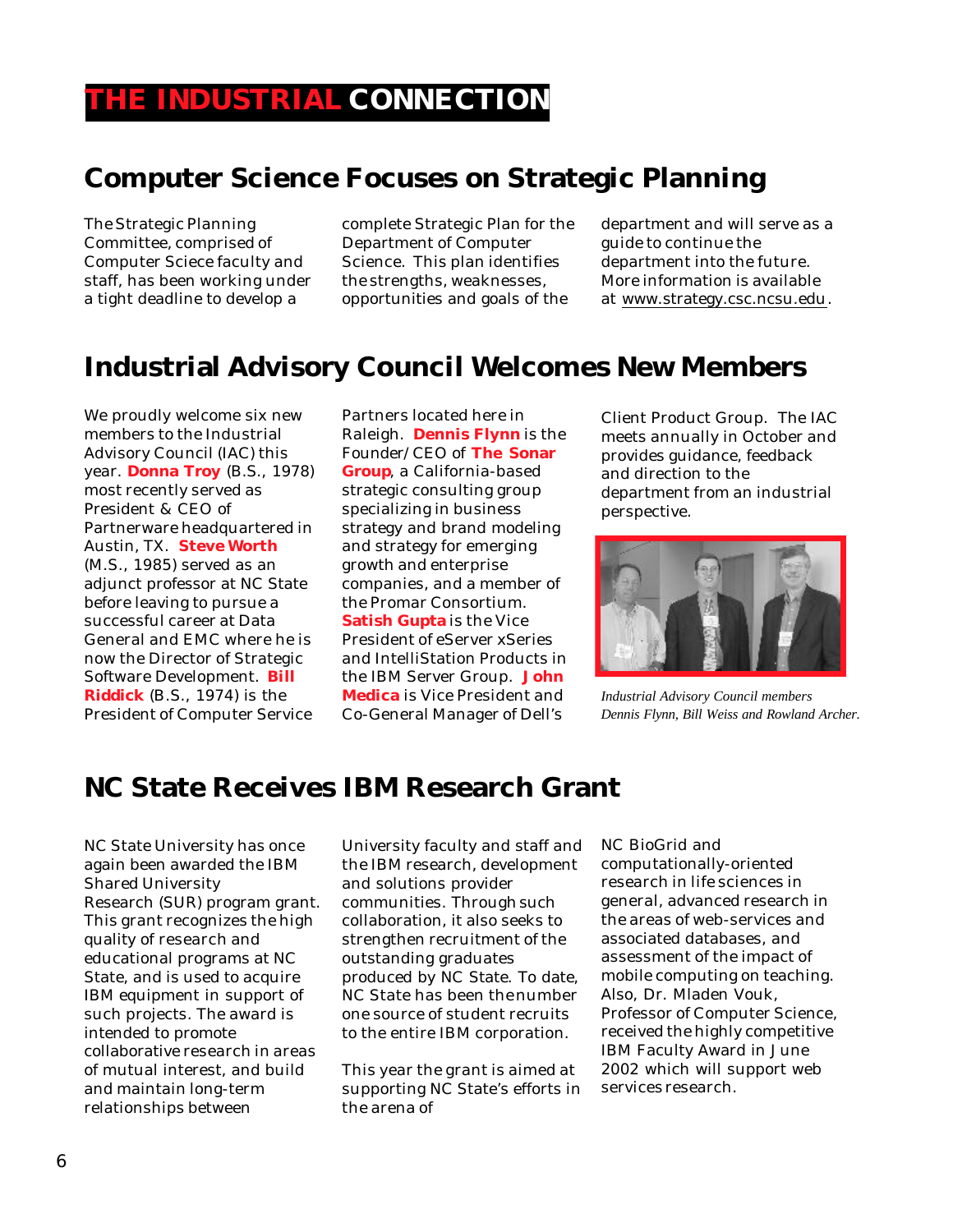# THE INDUSTRIAL CONNECTION

## Computer Science Focuses on Strategic Planning

The Strategic Planning Committee, comprised of Computer Sciece faculty and staff, has been working under a tight deadline to develop a complete Strategic Plan for the Department of Computer Science. This plan identifies the strengths, weaknesses, opportunities and goals of the department and will serve as a guide to continue the department into the future. More information is available at www.strategy.csc.ncsu.edu.

## Industrial Advisory Council Welcomes New Members

We proudly welcome six new members to the Industrial Advisory Council (IAC) this year. **Donna Troy** (B.S., 1978) most recently served as President & CEO of Partnerware headquartered in Austin, TX. **Steve Worth** (M.S., 1985) served as an adjunct professor at NC State before leaving to pursue a successful career at Data General and EMC where he is now the Director of Strategic Software Development. **Bill Riddick** (B.S., 1974) is the President of Computer Service Partners located here in Raleigh. **Dennis Flynn** is the Founder/CEO of **The Sonar Group**, a California-based strategic consulting group specializing in business strategy and brand modeling and strategy for emerging growth and enterprise companies, and a member of the Promar Consortium. **Satish Gupta** is the Vice President of eServer xSeries and IntelliStation Products in the IBM Server Group. **John Medica** is Vice President and Co-General Manager of Dell's Client Product Group. The IAC meets annually in October and provides guidance, feedback and direction to the department from an industrial perspective.

*Industrial Advisory Council members Dennis Flynn, Bill Weiss and Rowland Archer.*

## NC State Receives IBM Research Grant

NC State University has once again been awarded the IBM Shared University Research (SUR) program grant. This grant recognizes the high quality of research and educational programs at NC State, and is used to acquire IBM equipment in support of such projects. The award is intended to promote collaborative research in areas of mutual interest, and build and maintain long-term relationships between University faculty and staff and the IBM research, development and solutions provider communities. Through such collaboration, it also seeks to strengthen recruitment of the outstanding graduates produced by NC State. To date, NC State has been the number one source of student recruits to the entire IBM corporation.

This year the grant is aimed at supporting NC State's efforts in the arena of NC BioGrid and computationally-oriented research in life sciences in general, advanced research in the areas of web-services and associated databases, and assessment of the impact of mobile computing on teaching. Also, Dr. Mladen Vouk, Professor of Computer Science, received the highly competitive IBM Faculty Award in June 2002 which will support web services research.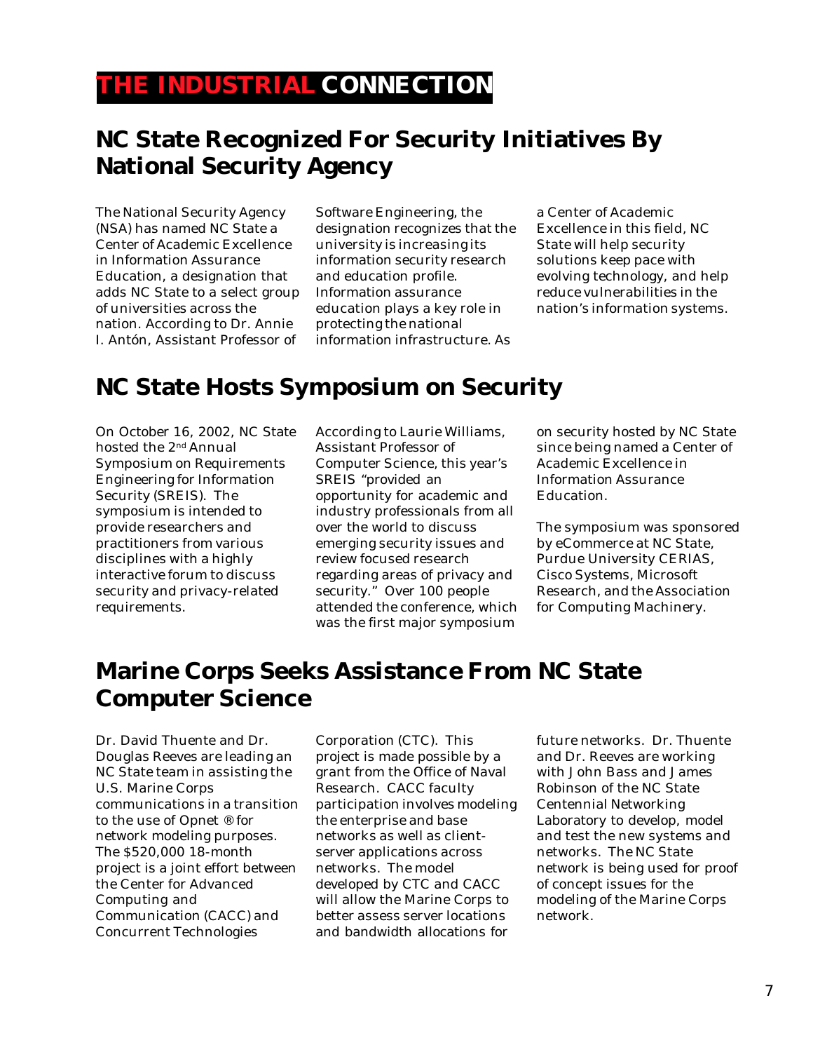# THE INDUSTRIAL CONNECTION

## NC State Recognized For Security Initiatives By National Security Agency

The National Security Agency (NSA) has named NC State a Center of Academic Excellence in Information Assurance Education, a designation that adds NC State to a select group of universities across the nation. According to Dr. Annie I. Antón, Assistant Professor of Software Engineering, the designation recognizes that the university is increasing its information security research and education profile. Information assurance education plays a key role in protecting the national information infrastructure. As a Center of Academic Excellence in this field, NC State will help security solutions keep pace with evolving technology, and help reduce vulnerabilities in the nation's information systems.

## NC State Hosts Symposium on Security

On October 16, 2002, NC State hosted the 2nd Annual Symposium on Requirements Engineering for Information Security (SREIS). The symposium is intended to provide researchers and practitioners from various disciplines with a highly interactive forum to discuss security and privacy-related requirements. According to Laurie Williams, Assistant Professor of Computer Science, this year's SREIS "provided an opportunity for academic and industry professionals from all over the world to discuss emerging security issues and review focused research regarding areas of privacy and security." Over 100 people attended the conference, which was the first major symposium on security hosted by NC State since being named a Center of Academic Excellence in Information Assurance Education.

The symposium was sponsored by eCommerce at NC State, Purdue University CERIAS, Cisco Systems, Microsoft Research, and the Association for Computing Machinery.

## Marine Corps Seeks Assistance From NC State Computer Science

Dr. David Thuente and Dr. Douglas Reeves are leading an NC State team in assisting the U.S. Marine Corps communications in a transition to the use of Opnet ® for network modeling purposes. The $520,000 18-month project is a joint effort between the Center for Advanced Computing and Communication (CACC) and Concurrent Technologies Corporation (CTC). This project is made possible by a grant from the Office of Naval Research. CACC faculty participation involves modeling the enterprise and base networks as well as client-server applications across networks. The model developed by CTC and CACC will allow the Marine Corps to better assess server locations and bandwidth allocations for future networks. Dr. Thuente and Dr. Reeves are working with John Bass and James Robinson of the NC State Centennial Networking Laboratory to develop, model and test the new systems and networks. The NC State network is being used for proof of concept issues for the modeling of the Marine Corps network.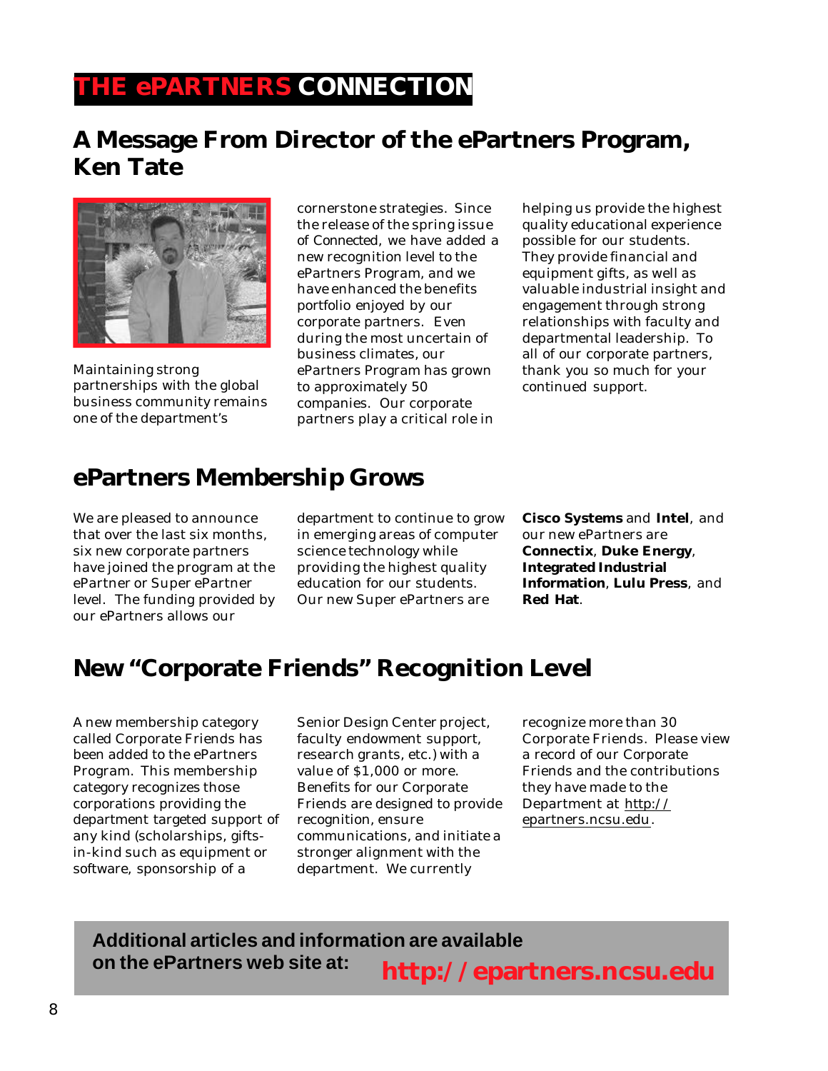# THE ePARTNERS CONNECTION

## A Message From Director of the ePartners Program, Ken Tate

Maintaining strong partnerships with the global business community remains one of the department's cornerstone strategies. Since the release of the spring issue of Connected, we have added a new recognition level to the ePartners Program, and we have enhanced the benefits portfolio enjoyed by our corporate partners. Even during the most uncertain of business climates, our ePartners Program has grown to approximately 50 companies. Our corporate partners play a critical role in helping us provide the highest quality educational experience possible for our students. They provide financial and equipment gifts, as well as valuable industrial insight and engagement through strong relationships with faculty and departmental leadership. To all of our corporate partners, thank you so much for your continued support.

## ePartners Membership Grows

We are pleased to announce that over the last six months, six new corporate partners have joined the program at the ePartner or Super ePartner level. The funding provided by our ePartners allows our department to continue to grow in emerging areas of computer science technology while providing the highest quality education for our students. Our new Super ePartners are **Cisco Systems** and **Intel**, and our new ePartners are **Connectix**, **Duke Energy**, **Integrated Industrial Information**, **Lulu Press**, and **Red Hat**.

## New "Corporate Friends" Recognition Level

A new membership category called Corporate Friends has been added to the ePartners Program. This membership category recognizes those corporations providing the department targeted support of any kind (scholarships, gifts-in-kind such as equipment or software, sponsorship of a Senior Design Center project, faculty endowment support, research grants, etc.) with a value of $1,000 or more. Benefits for our Corporate Friends are designed to provide recognition, ensure communications, and initiate a stronger alignment with the department. We currently recognize more than 30 Corporate Friends. Please view a record of our Corporate Friends and the contributions they have made to the Department at http://epartners.ncsu.edu.

**Additional articles and information are available on the ePartners web site at: http://epartners.ncsu.edu**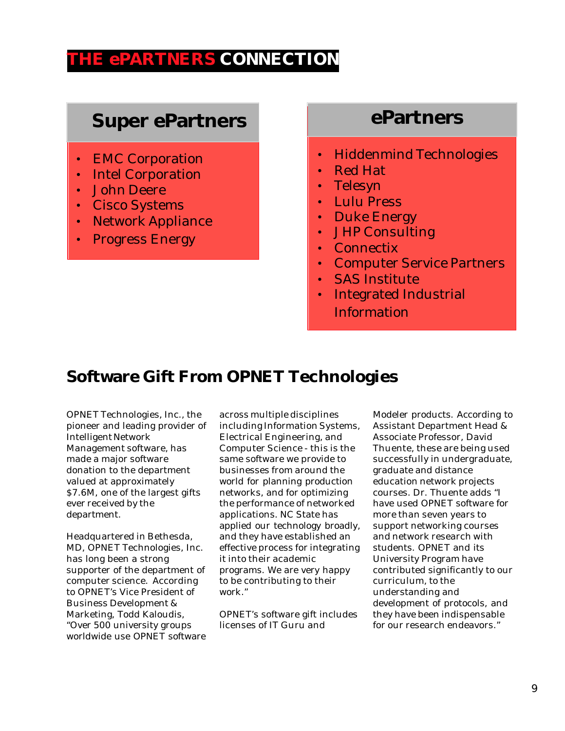# THE ePARTNERS CONNECTION

## Super ePartners

- EMC Corporation
- Intel Corporation
- John Deere
- Cisco Systems
- Network Appliance
- Progress Energy

## ePartners

- Hiddenmind Technologies
- Red Hat
- Telesyn
- Lulu Press
- Duke Energy
- JHP Consulting
- Connectix
- Computer Service Partners
- SAS Institute
- Integrated Industrial Information

## Software Gift From OPNET Technologies

OPNET Technologies, Inc., the pioneer and leading provider of Intelligent Network Management software, has made a major software donation to the department valued at approximately $7.6M, one of the largest gifts ever received by the department.

Headquartered in Bethesda, MD, OPNET Technologies, Inc. has long been a strong supporter of the department of computer science. According to OPNET's Vice President of Business Development & Marketing, Todd Kaloudis, "Over 500 university groups worldwide use OPNET software across multiple disciplines including Information Systems, Electrical Engineering, and Computer Science - this is the same software we provide to businesses from around the world for planning production networks, and for optimizing the performance of networked applications. NC State has applied our technology broadly, and they have established an effective process for integrating it into their academic programs. We are very happy to be contributing to their work."

OPNET's software gift includes licenses of IT Guru and Modeler products. According to Assistant Department Head & Associate Professor, David Thuente, these are being used successfully in undergraduate, graduate and distance education network projects courses. Dr. Thuente adds "I have used OPNET software for more than seven years to support networking courses and network research with students. OPNET and its University Program have contributed significantly to our curriculum, to the understanding and development of protocols, and they have been indispensable for our research endeavors."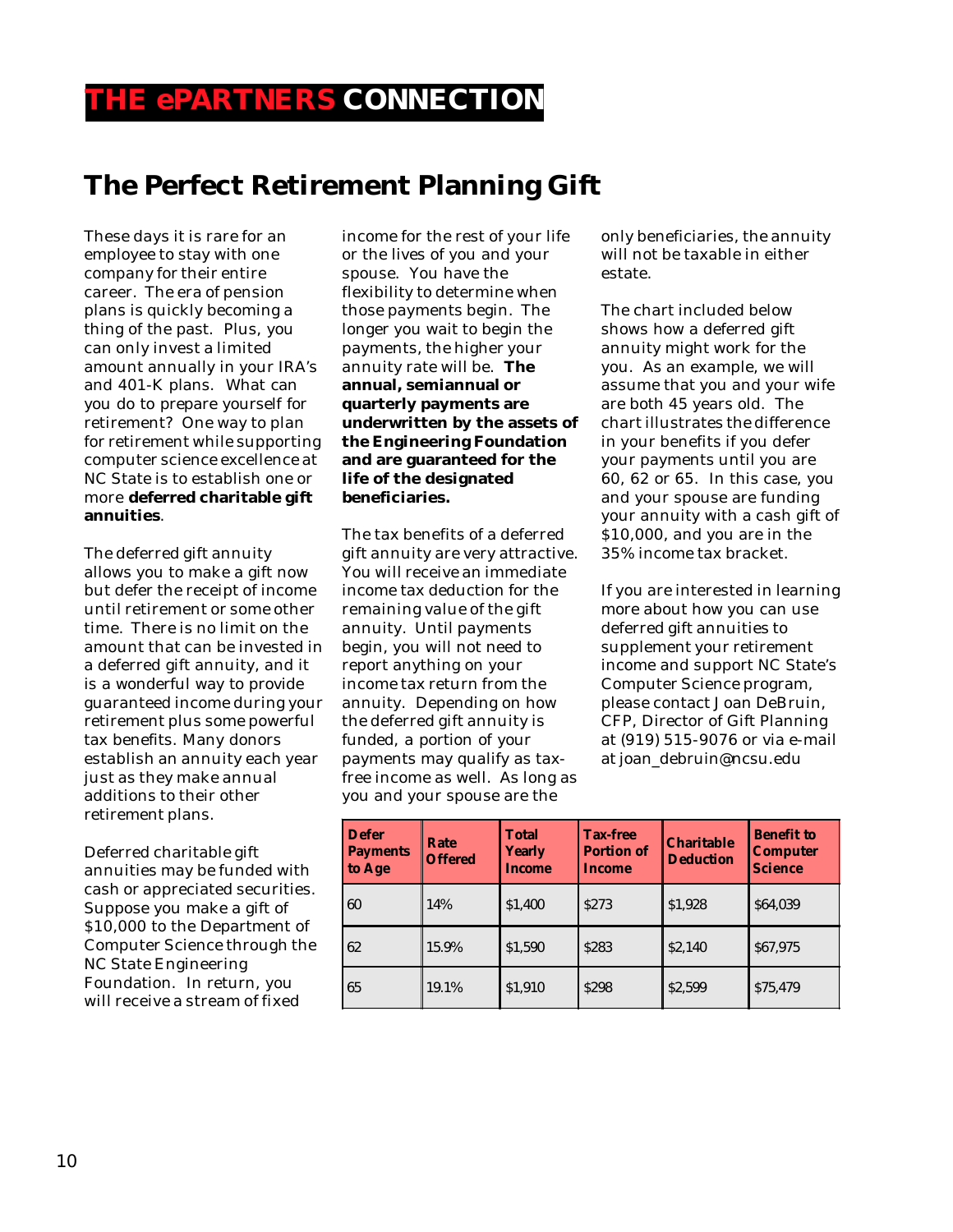# THE ePARTNERS CONNECTION

## The Perfect Retirement Planning Gift

These days it is rare for an employee to stay with one company for their entire career. The era of pension plans is quickly becoming a thing of the past. Plus, you can only invest a limited amount annually in your IRA's and 401-K plans. What can you do to prepare yourself for retirement? One way to plan for retirement while supporting computer science excellence at NC State is to establish one or more **deferred charitable gift annuities**.

The deferred gift annuity allows you to make a gift now but defer the receipt of income until retirement or some other time. There is no limit on the amount that can be invested in a deferred gift annuity, and it is a wonderful way to provide guaranteed income during your retirement plus some powerful tax benefits. Many donors establish an annuity each year just as they make annual additions to their other retirement plans.

Deferred charitable gift annuities may be funded with cash or appreciated securities. Suppose you make a gift of $10,000 to the Department of Computer Science through the NC State Engineering Foundation. In return, you will receive a stream of fixed income for the rest of your life or the lives of you and your spouse. You have the flexibility to determine when those payments begin. The longer you wait to begin the payments, the higher your annuity rate will be. **The annual, semiannual or quarterly payments are underwritten by the assets of the Engineering Foundation and are guaranteed for the life of the designated beneficiaries.**

The tax benefits of a deferred gift annuity are very attractive. You will receive an immediate income tax deduction for the remaining value of the gift annuity. Until payments begin, you will not need to report anything on your income tax return from the annuity. Depending on how the deferred gift annuity is funded, a portion of your payments may qualify as tax-free income as well. As long as you and your spouse are the only beneficiaries, the annuity will not be taxable in either estate.

The chart included below shows how a deferred gift annuity might work for the you. As an example, we will assume that you and your wife are both 45 years old. The chart illustrates the difference in your benefits if you defer your payments until you are 60, 62 or 65. In this case, you and your spouse are funding your annuity with a cash gift of $10,000, and you are in the 35% income tax bracket.

If you are interested in learning more about how you can use deferred gift annuities to supplement your retirement income and support NC State's Computer Science program, please contact Joan DeBruin, CFP, Director of Gift Planning at (919) 515-9076 or via e-mail at joan_debruin@ncsu.edu

| Defer Payments to Age | Rate Offered | Total Yearly Income | Tax-free Portion of Income | Charitable Deduction | Benefit to Computer Science |
|---|---|---|---|---|---|
| 60 | 14% | $1,400 | $273 | $1,928 | $64,039 |
| 62 | 15.9% | $1,590 | $283 | $2,140 | $67,975 |
| 65 | 19.1% | $1,910 | $298 | $2,599 | $75,479 |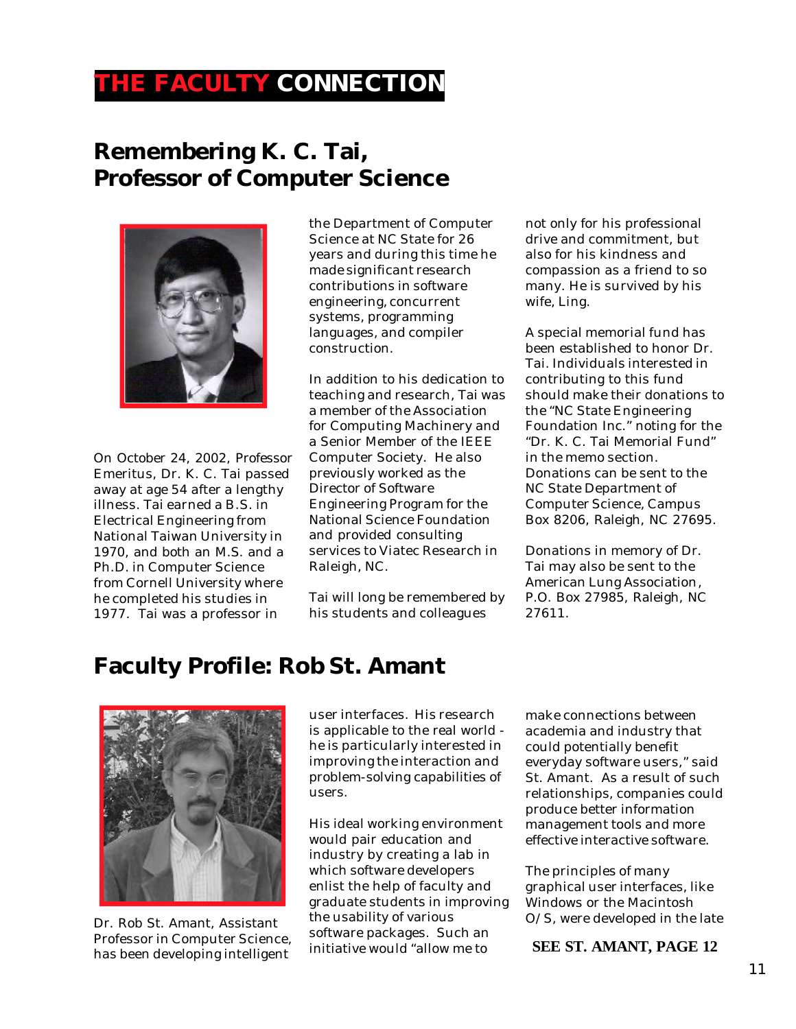# THE FACULTY CONNECTION

## Remembering K. C. Tai, Professor of Computer Science

On October 24, 2002, Professor Emeritus, Dr. K. C. Tai passed away at age 54 after a lengthy illness. Tai earned a B.S. in Electrical Engineering from National Taiwan University in 1970, and both an M.S. and a Ph.D. in Computer Science from Cornell University where he completed his studies in 1977. Tai was a professor in the Department of Computer Science at NC State for 26 years and during this time he made significant research contributions in software engineering, concurrent systems, programming languages, and compiler construction.

In addition to his dedication to teaching and research, Tai was a member of the Association for Computing Machinery and a Senior Member of the IEEE Computer Society. He also previously worked as the Director of Software Engineering Program for the National Science Foundation and provided consulting services to Viatec Research in Raleigh, NC.

Tai will long be remembered by his students and colleagues not only for his professional drive and commitment, but also for his kindness and compassion as a friend to so many. He is survived by his wife, Ling.

A special memorial fund has been established to honor Dr. Tai. Individuals interested in contributing to this fund should make their donations to the "NC State Engineering Foundation Inc." noting for the "Dr. K. C. Tai Memorial Fund" in the memo section. Donations can be sent to the NC State Department of Computer Science, Campus Box 8206, Raleigh, NC 27695.

Donations in memory of Dr. Tai may also be sent to the American Lung Association, P.O. Box 27985, Raleigh, NC 27611.

## Faculty Profile: Rob St. Amant

Dr. Rob St. Amant, Assistant Professor in Computer Science, has been developing intelligent user interfaces. His research is applicable to the real world - he is particularly interested in improving the interaction and problem-solving capabilities of users.

His ideal working environment would pair education and industry by creating a lab in which software developers enlist the help of faculty and graduate students in improving the usability of various software packages. Such an initiative would "allow me to make connections between academia and industry that could potentially benefit everyday software users," said St. Amant. As a result of such relationships, companies could produce better information management tools and more effective interactive software.

The principles of many graphical user interfaces, like Windows or the Macintosh O/S, were developed in the late

**SEE ST. AMANT, PAGE 12**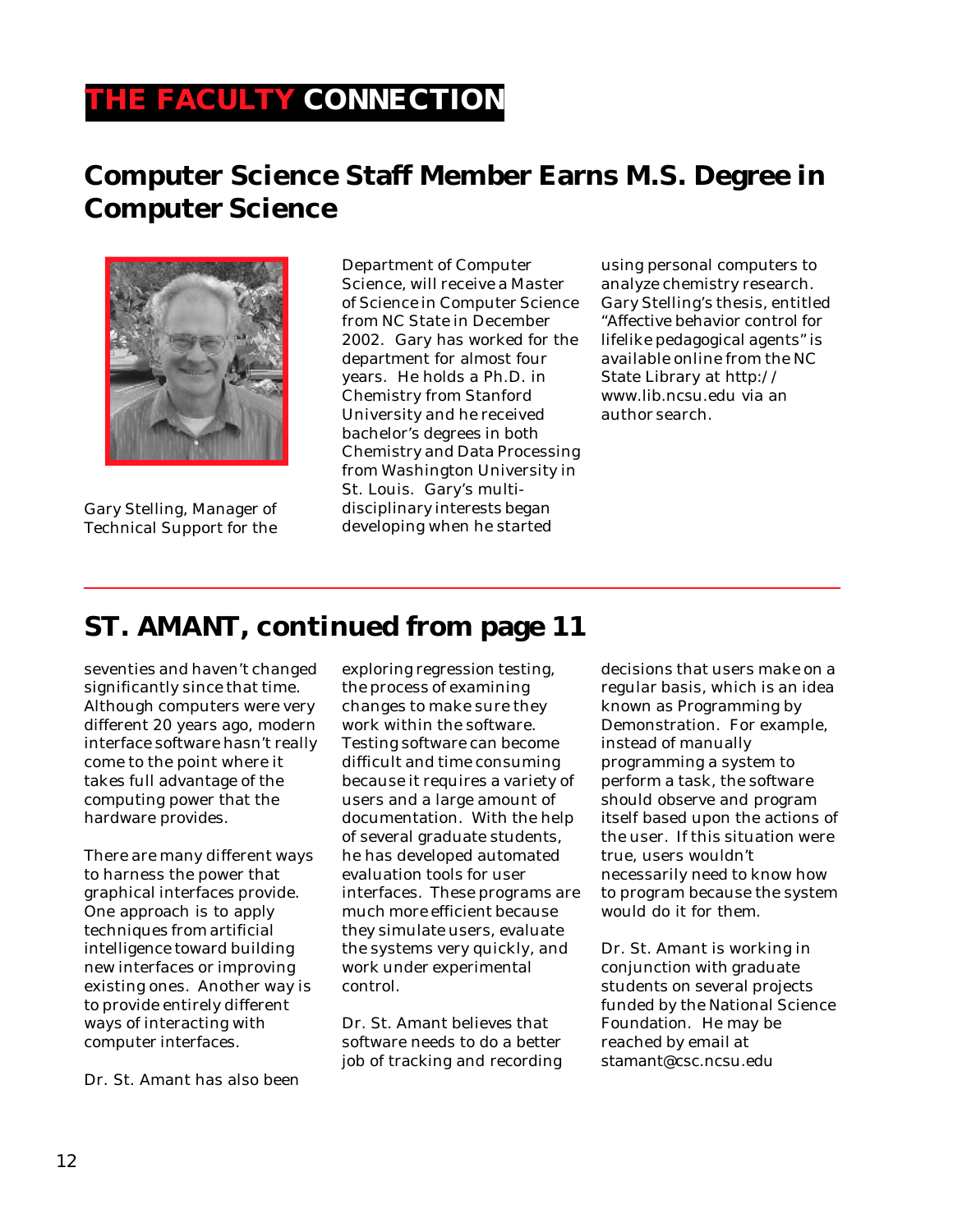# THE FACULTY CONNECTION

## Computer Science Staff Member Earns M.S. Degree in Computer Science

Gary Stelling, Manager of Technical Support for the Department of Computer Science, will receive a Master of Science in Computer Science from NC State in December 2002. Gary has worked for the department for almost four years. He holds a Ph.D. in Chemistry from Stanford University and he received bachelor's degrees in both Chemistry and Data Processing from Washington University in St. Louis. Gary's multi-disciplinary interests began developing when he started using personal computers to analyze chemistry research. Gary Stelling's thesis, entitled "Affective behavior control for lifelike pedagogical agents" is available online from the NC State Library at http://www.lib.ncsu.edu via an author search.

## ST. AMANT, continued from page 11

seventies and haven't changed significantly since that time. Although computers were very different 20 years ago, modern interface software hasn't really come to the point where it takes full advantage of the computing power that the hardware provides.

There are many different ways to harness the power that graphical interfaces provide. One approach is to apply techniques from artificial intelligence toward building new interfaces or improving existing ones. Another way is to provide entirely different ways of interacting with computer interfaces.

Dr. St. Amant has also been exploring regression testing, the process of examining changes to make sure they work within the software. Testing software can become difficult and time consuming because it requires a variety of users and a large amount of documentation. With the help of several graduate students, he has developed automated evaluation tools for user interfaces. These programs are much more efficient because they simulate users, evaluate the systems very quickly, and work under experimental control.

Dr. St. Amant believes that software needs to do a better job of tracking and recording decisions that users make on a regular basis, which is an idea known as Programming by Demonstration. For example, instead of manually programming a system to perform a task, the software should observe and program itself based upon the actions of the user. If this situation were true, users wouldn't necessarily need to know how to program because the system would do it for them.

Dr. St. Amant is working in conjunction with graduate students on several projects funded by the National Science Foundation. He may be reached by email at stamant@csc.ncsu.edu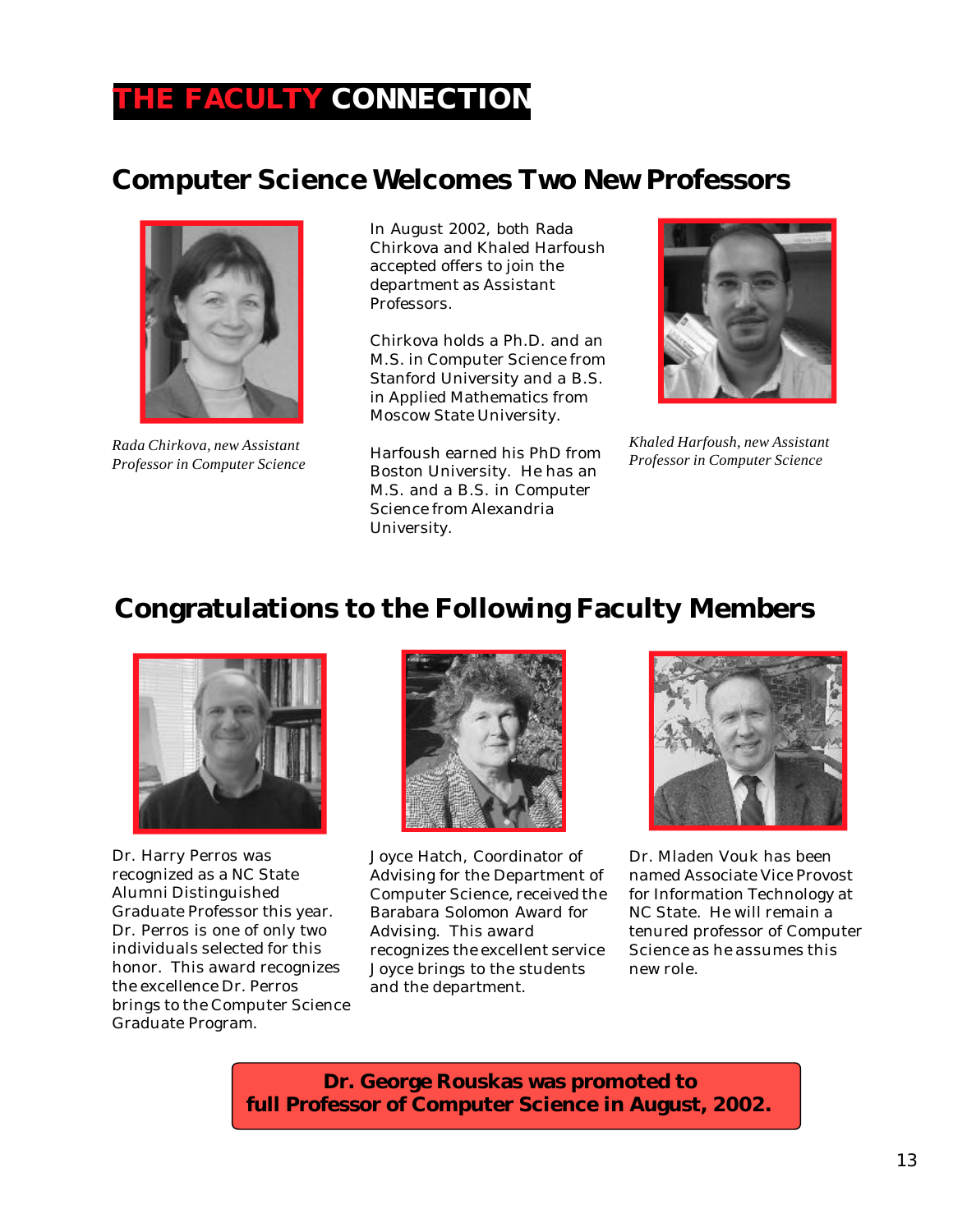# THE FACULTY CONNECTION

## Computer Science Welcomes Two New Professors

*Rada Chirkova, new Assistant Professor in Computer Science*

In August 2002, both Rada Chirkova and Khaled Harfoush accepted offers to join the department as Assistant Professors.

Chirkova holds a Ph.D. and an M.S. in Computer Science from Stanford University and a B.S. in Applied Mathematics from Moscow State University.

Harfoush earned his PhD from Boston University. He has an M.S. and a B.S. in Computer Science from Alexandria University.

*Khaled Harfoush, new Assistant Professor in Computer Science*

## Congratulations to the Following Faculty Members

Dr. Harry Perros was recognized as a NC State Alumni Distinguished Graduate Professor this year. Dr. Perros is one of only two individuals selected for this honor. This award recognizes the excellence Dr. Perros brings to the Computer Science Graduate Program.

Joyce Hatch, Coordinator of Advising for the Department of Computer Science, received the Barabara Solomon Award for Advising. This award recognizes the excellent service Joyce brings to the students and the department.

Dr. Mladen Vouk has been named Associate Vice Provost for Information Technology at NC State. He will remain a tenured professor of Computer Science as he assumes this new role.

**Dr. George Rouskas was promoted to full Professor of Computer Science in August, 2002.**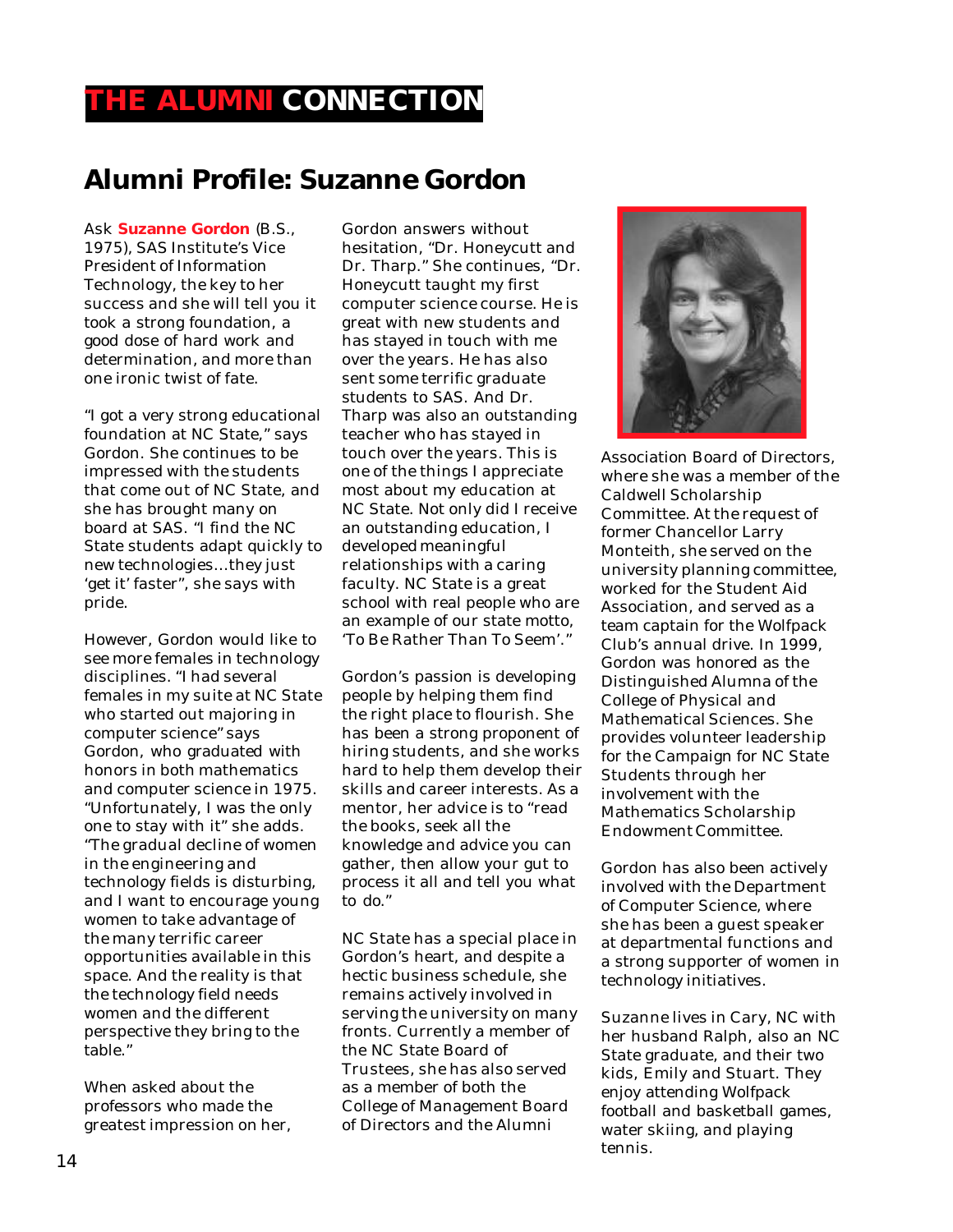# THE ALUMNI CONNECTION

## Alumni Profile: Suzanne Gordon

Ask **Suzanne Gordon** (B.S., 1975), SAS Institute's Vice President of Information Technology, the key to her success and she will tell you it took a strong foundation, a good dose of hard work and determination, and more than one ironic twist of fate.

"I got a very strong educational foundation at NC State," says Gordon. She continues to be impressed with the students that come out of NC State, and she has brought many on board at SAS. "I find the NC State students adapt quickly to new technologies…they just 'get it' faster", she says with pride.

However, Gordon would like to see more females in technology disciplines. "I had several females in my suite at NC State who started out majoring in computer science" says Gordon, who graduated with honors in both mathematics and computer science in 1975. "Unfortunately, I was the only one to stay with it" she adds. "The gradual decline of women in the engineering and technology fields is disturbing, and I want to encourage young women to take advantage of the many terrific career opportunities available in this space. And the reality is that the technology field needs women and the different perspective they bring to the table."

When asked about the professors who made the greatest impression on her, Gordon answers without hesitation, "Dr. Honeycutt and Dr. Tharp." She continues, "Dr. Honeycutt taught my first computer science course. He is great with new students and has stayed in touch with me over the years. He has also sent some terrific graduate students to SAS. And Dr. Tharp was also an outstanding teacher who has stayed in touch over the years. This is one of the things I appreciate most about my education at NC State. Not only did I receive an outstanding education, I developed meaningful relationships with a caring faculty. NC State is a great school with real people who are an example of our state motto, 'To Be Rather Than To Seem'."

Gordon's passion is developing people by helping them find the right place to flourish. She has been a strong proponent of hiring students, and she works hard to help them develop their skills and career interests. As a mentor, her advice is to "read the books, seek all the knowledge and advice you can gather, then allow your gut to process it all and tell you what to do."

NC State has a special place in Gordon's heart, and despite a hectic business schedule, she remains actively involved in serving the university on many fronts. Currently a member of the NC State Board of Trustees, she has also served as a member of both the College of Management Board of Directors and the Alumni Association Board of Directors, where she was a member of the Caldwell Scholarship Committee. At the request of former Chancellor Larry Monteith, she served on the university planning committee, worked for the Student Aid Association, and served as a team captain for the Wolfpack Club's annual drive. In 1999, Gordon was honored as the Distinguished Alumna of the College of Physical and Mathematical Sciences. She provides volunteer leadership for the Campaign for NC State Students through her involvement with the Mathematics Scholarship Endowment Committee.

Gordon has also been actively involved with the Department of Computer Science, where she has been a guest speaker at departmental functions and a strong supporter of women in technology initiatives.

Suzanne lives in Cary, NC with her husband Ralph, also an NC State graduate, and their two kids, Emily and Stuart. They enjoy attending Wolfpack football and basketball games, water skiing, and playing tennis.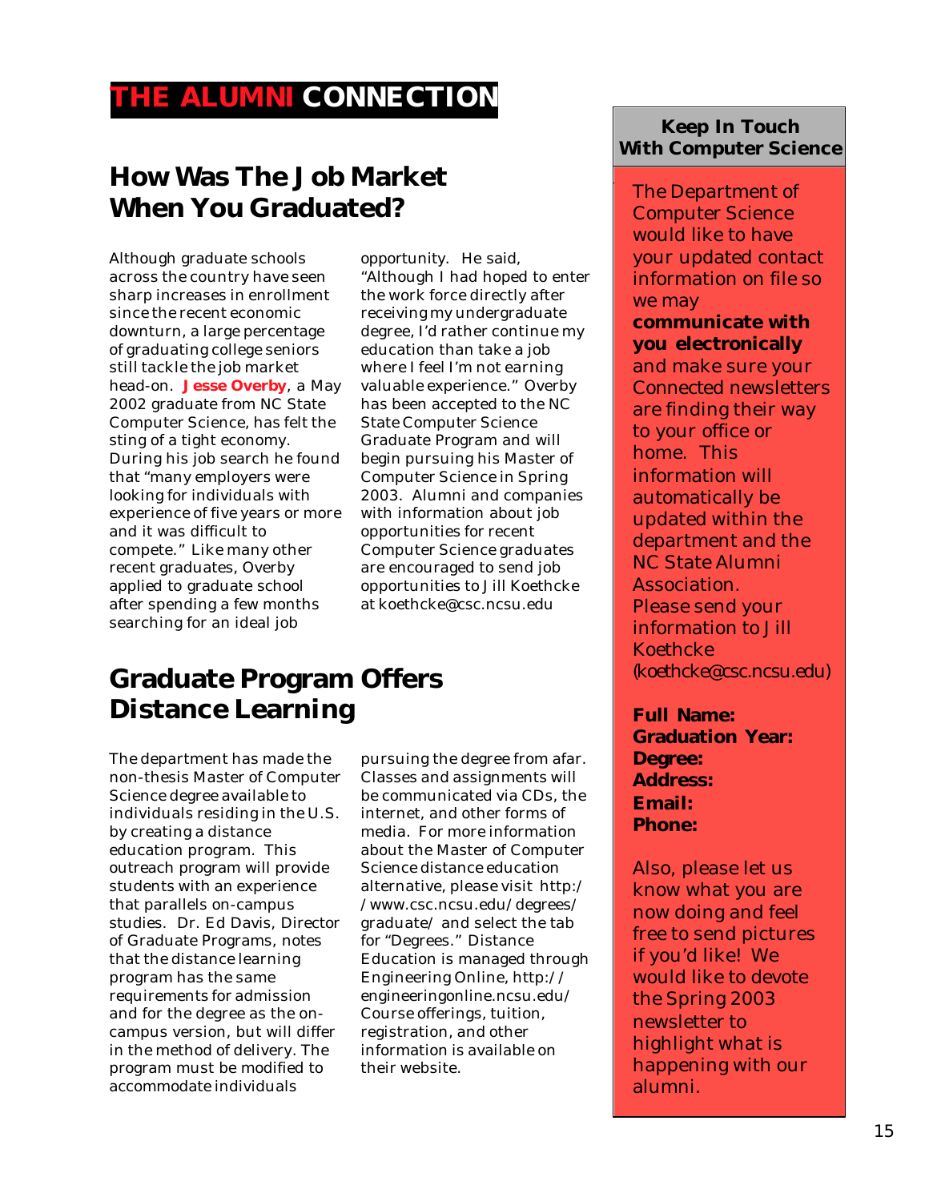# THE ALUMNI CONNECTION

## How Was The Job Market When You Graduated?

Although graduate schools across the country have seen sharp increases in enrollment since the recent economic downturn, a large percentage of graduating college seniors still tackle the job market head-on. **Jesse Overby**, a May 2002 graduate from NC State Computer Science, has felt the sting of a tight economy. During his job search he found that "many employers were looking for individuals with experience of five years or more and it was difficult to compete." Like many other recent graduates, Overby applied to graduate school after spending a few months searching for an ideal job opportunity. He said, "Although I had hoped to enter the work force directly after receiving my undergraduate degree, I'd rather continue my education than take a job where I feel I'm not earning valuable experience." Overby has been accepted to the NC State Computer Science Graduate Program and will begin pursuing his Master of Computer Science in Spring 2003. Alumni and companies with information about job opportunities for recent Computer Science graduates are encouraged to send job opportunities to Jill Koethcke at koethcke@csc.ncsu.edu

## Graduate Program Offers Distance Learning

The department has made the non-thesis Master of Computer Science degree available to individuals residing in the U.S. by creating a distance education program. This outreach program will provide students with an experience that parallels on-campus studies. Dr. Ed Davis, Director of Graduate Programs, notes that the distance learning program has the same requirements for admission and for the degree as the on-campus version, but will differ in the method of delivery. The program must be modified to accommodate individuals pursuing the degree from afar. Classes and assignments will be communicated via CDs, the internet, and other forms of media. For more information about the Master of Computer Science distance education alternative, please visit http://www.csc.ncsu.edu/degrees/graduate/ and select the tab for "Degrees." Distance Education is managed through Engineering Online, http://engineeringonline.ncsu.edu/ Course offerings, tuition, registration, and other information is available on their website.

### Keep In Touch With Computer Science

The Department of Computer Science would like to have your updated contact information on file so we may **communicate with you electronically** and make sure your Connected newsletters are finding their way to your office or home. This information will automatically be updated within the department and the NC State Alumni Association. Please send your information to Jill Koethcke (*koethcke@csc.ncsu.edu*)

**Full Name:**
**Graduation Year:**
**Degree:**
**Address:**
**Email:**
**Phone:**

Also, please let us know what you are now doing and feel free to send pictures if you'd like! We would like to devote the Spring 2003 newsletter to highlight what is happening with our alumni.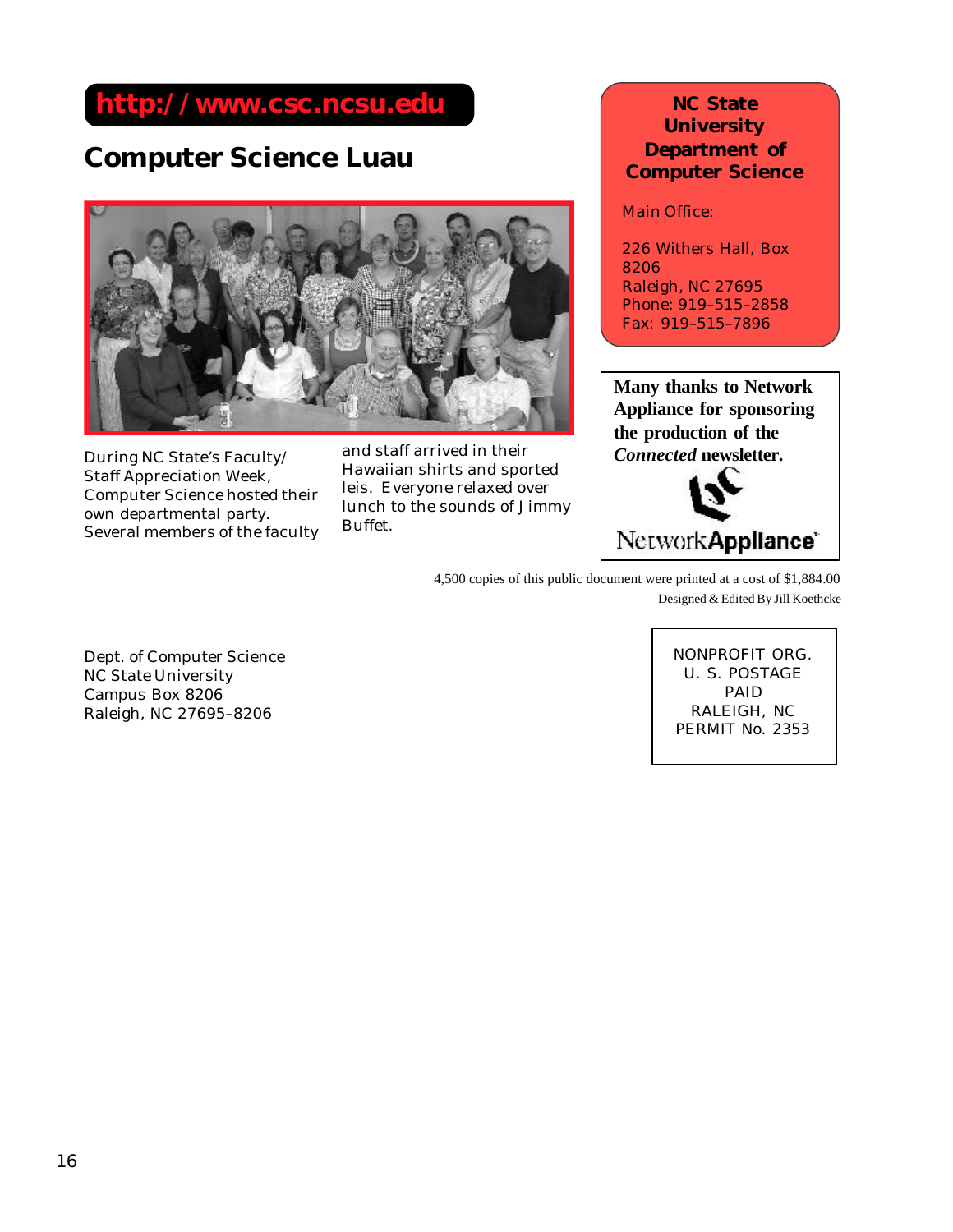**http://www.csc.ncsu.edu**

## Computer Science Luau

During NC State's Faculty/ Staff Appreciation Week, Computer Science hosted their own departmental party. Several members of the faculty and staff arrived in their Hawaiian shirts and sported leis. Everyone relaxed over lunch to the sounds of Jimmy Buffet.

**NC State University Department of Computer Science**

Main Office:

226 Withers Hall, Box 8206
Raleigh, NC 27695
Phone: 919–515–2858
Fax: 919–515–7896

**Many thanks to Network Appliance for sponsoring the production of the *Connected* newsletter.**

NetworkAppliance

4,500 copies of this public document were printed at a cost of $1,884.00

Designed & Edited By Jill Koethcke

---

Dept. of Computer Science
NC State University
Campus Box 8206
Raleigh, NC 27695–8206

NONPROFIT ORG.
U. S. POSTAGE
PAID
RALEIGH, NC
PERMIT No. 2353